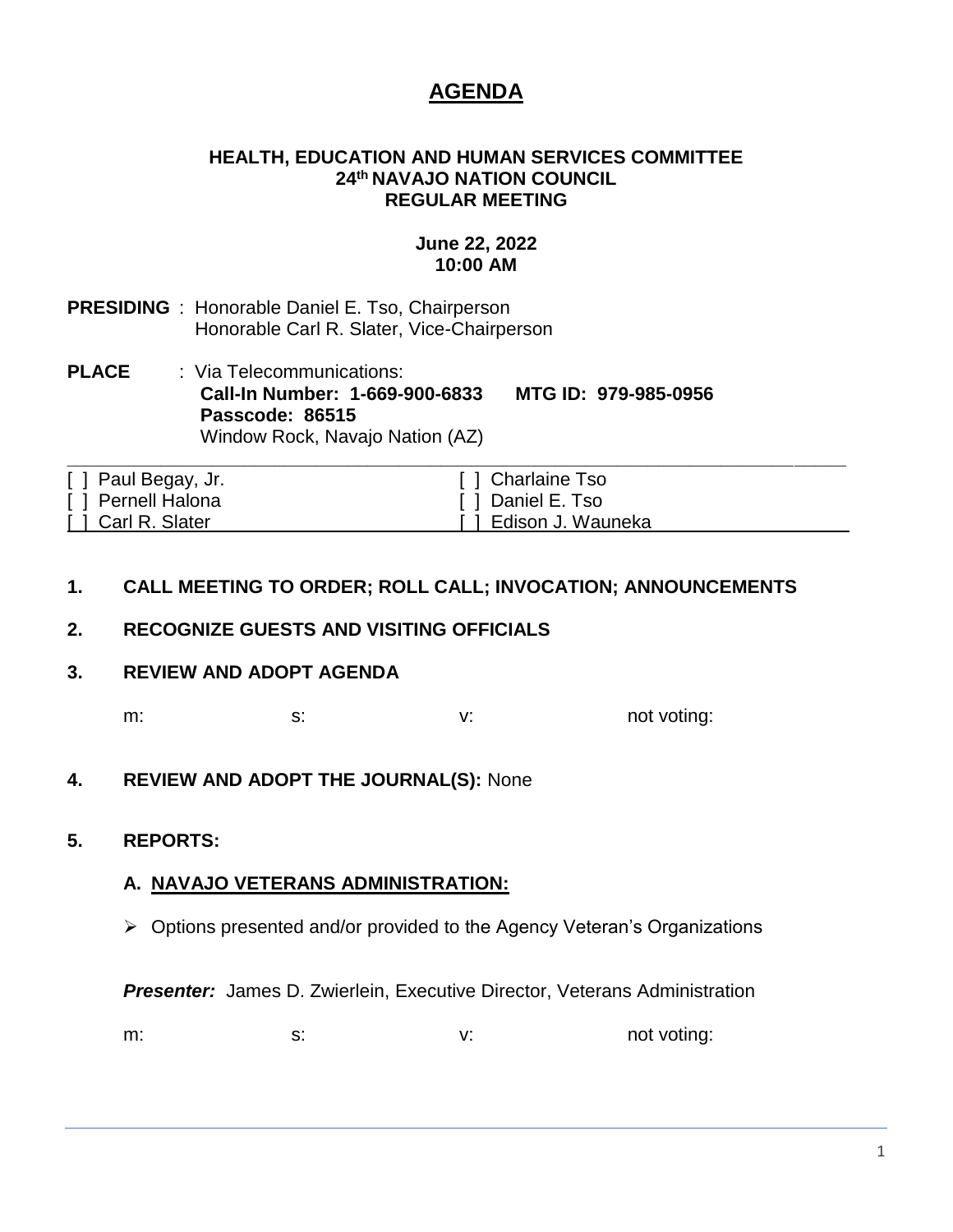# AGENDA

**HEALTH, EDUCATION AND HUMAN SERVICES COMMITTEE**
**24th NAVAJO NATION COUNCIL**
**REGULAR MEETING**

**June 22, 2022**
**10:00 AM**

**PRESIDING** : Honorable Daniel E. Tso, Chairperson
Honorable Carl R. Slater, Vice-Chairperson

**PLACE** : Via Telecommunications:
**Call-In Number: 1-669-900-6833 MTG ID: 979-985-0956**
**Passcode: 86515**
Window Rock, Navajo Nation (AZ)

| | |
|---|---|
| [ ] Paul Begay, Jr. | [ ] Charlaine Tso |
| [ ] Pernell Halona | [ ] Daniel E. Tso |
| [ ] Carl R. Slater | [ ] Edison J. Wauneka |

**1. CALL MEETING TO ORDER; ROLL CALL; INVOCATION; ANNOUNCEMENTS**

**2. RECOGNIZE GUESTS AND VISITING OFFICIALS**

**3. REVIEW AND ADOPT AGENDA**

m: s: v: not voting:

**4. REVIEW AND ADOPT THE JOURNAL(S):** None

**5. REPORTS:**

**A. NAVAJO VETERANS ADMINISTRATION:**

- Options presented and/or provided to the Agency Veteran's Organizations

***Presenter:*** James D. Zwierlein, Executive Director, Veterans Administration

m: s: v: not voting: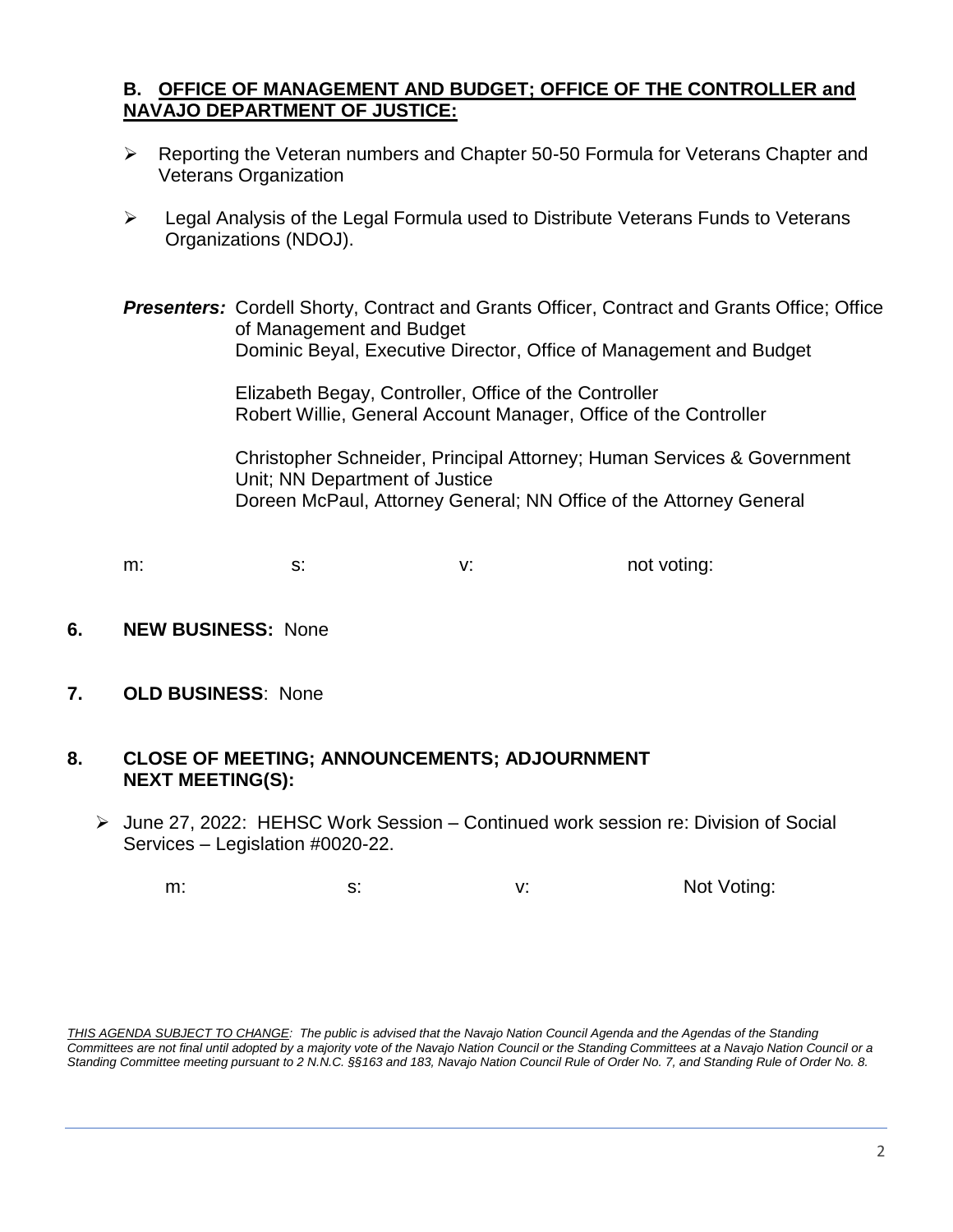**B. <u>OFFICE OF MANAGEMENT AND BUDGET; OFFICE OF THE CONTROLLER and NAVAJO DEPARTMENT OF JUSTICE:</u>**

- Reporting the Veteran numbers and Chapter 50-50 Formula for Veterans Chapter and Veterans Organization
- Legal Analysis of the Legal Formula used to Distribute Veterans Funds to Veterans Organizations (NDOJ).

***Presenters:*** Cordell Shorty, Contract and Grants Officer, Contract and Grants Office; Office of Management and Budget
Dominic Beyal, Executive Director, Office of Management and Budget

Elizabeth Begay, Controller, Office of the Controller
Robert Willie, General Account Manager, Office of the Controller

Christopher Schneider, Principal Attorney; Human Services & Government Unit; NN Department of Justice
Doreen McPaul, Attorney General; NN Office of the Attorney General

m: s: v: not voting:

**6. NEW BUSINESS:** None

**7. OLD BUSINESS**: None

**8. CLOSE OF MEETING; ANNOUNCEMENTS; ADJOURNMENT NEXT MEETING(S):**

- June 27, 2022: HEHSC Work Session – Continued work session re: Division of Social Services – Legislation #0020-22.

m: s: v: Not Voting:

*<u>THIS AGENDA SUBJECT TO CHANGE</u>: The public is advised that the Navajo Nation Council Agenda and the Agendas of the Standing Committees are not final until adopted by a majority vote of the Navajo Nation Council or the Standing Committees at a Navajo Nation Council or a Standing Committee meeting pursuant to 2 N.N.C. §§163 and 183, Navajo Nation Council Rule of Order No. 7, and Standing Rule of Order No. 8.*